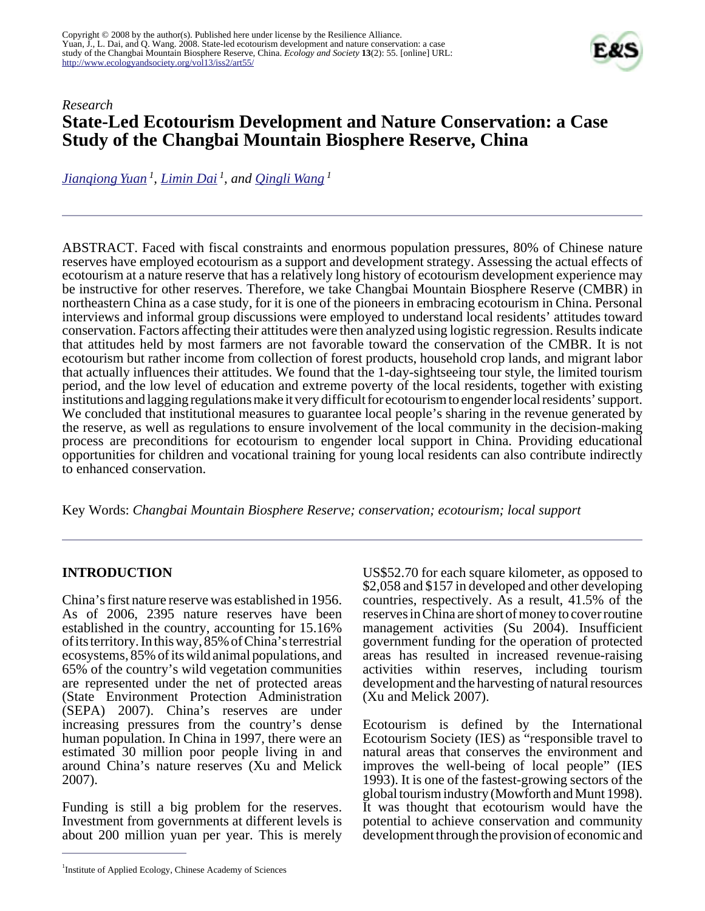Copyright © 2008 by the author(s). Published here under license by the Resilience Alliance.
Yuan, J., L. Dai, and Q. Wang. 2008. State-led ecotourism development and nature conservation: a case study of the Changbai Mountain Biosphere Reserve, China. *Ecology and Society* **13**(2): 55. [online] URL: http://www.ecologyandsociety.org/vol13/iss2/art55/

*Research*

# State-Led Ecotourism Development and Nature Conservation: a Case Study of the Changbai Mountain Biosphere Reserve, China

*Jianqiong Yuan [1], Limin Dai [1], and Qingli Wang [1]*

ABSTRACT. Faced with fiscal constraints and enormous population pressures, 80% of Chinese nature reserves have employed ecotourism as a support and development strategy. Assessing the actual effects of ecotourism at a nature reserve that has a relatively long history of ecotourism development experience may be instructive for other reserves. Therefore, we take Changbai Mountain Biosphere Reserve (CMBR) in northeastern China as a case study, for it is one of the pioneers in embracing ecotourism in China. Personal interviews and informal group discussions were employed to understand local residents' attitudes toward conservation. Factors affecting their attitudes were then analyzed using logistic regression. Results indicate that attitudes held by most farmers are not favorable toward the conservation of the CMBR. It is not ecotourism but rather income from collection of forest products, household crop lands, and migrant labor that actually influences their attitudes. We found that the 1-day-sightseeing tour style, the limited tourism period, and the low level of education and extreme poverty of the local residents, together with existing institutions and lagging regulations make it very difficult for ecotourism to engender local residents' support. We concluded that institutional measures to guarantee local people's sharing in the revenue generated by the reserve, as well as regulations to ensure involvement of the local community in the decision-making process are preconditions for ecotourism to engender local support in China. Providing educational opportunities for children and vocational training for young local residents can also contribute indirectly to enhanced conservation.

Key Words: *Changbai Mountain Biosphere Reserve; conservation; ecotourism; local support*

## INTRODUCTION

China's first nature reserve was established in 1956. As of 2006, 2395 nature reserves have been established in the country, accounting for 15.16% of its territory. In this way, 85% of China's terrestrial ecosystems, 85% of its wild animal populations, and 65% of the country's wild vegetation communities are represented under the net of protected areas (State Environment Protection Administration (SEPA) 2007). China's reserves are under increasing pressures from the country's dense human population. In China in 1997, there were an estimated 30 million poor people living in and around China's nature reserves (Xu and Melick 2007).

Funding is still a big problem for the reserves. Investment from governments at different levels is about 200 million yuan per year. This is merely US$52.70 for each square kilometer, as opposed to $2,058 and $157 in developed and other developing countries, respectively. As a result, 41.5% of the reserves in China are short of money to cover routine management activities (Su 2004). Insufficient government funding for the operation of protected areas has resulted in increased revenue-raising activities within reserves, including tourism development and the harvesting of natural resources (Xu and Melick 2007).

Ecotourism is defined by the International Ecotourism Society (IES) as "responsible travel to natural areas that conserves the environment and improves the well-being of local people" (IES 1993). It is one of the fastest-growing sectors of the global tourism industry (Mowforth and Munt 1998). It was thought that ecotourism would have the potential to achieve conservation and community development through the provision of economic and

[1] Institute of Applied Ecology, Chinese Academy of Sciences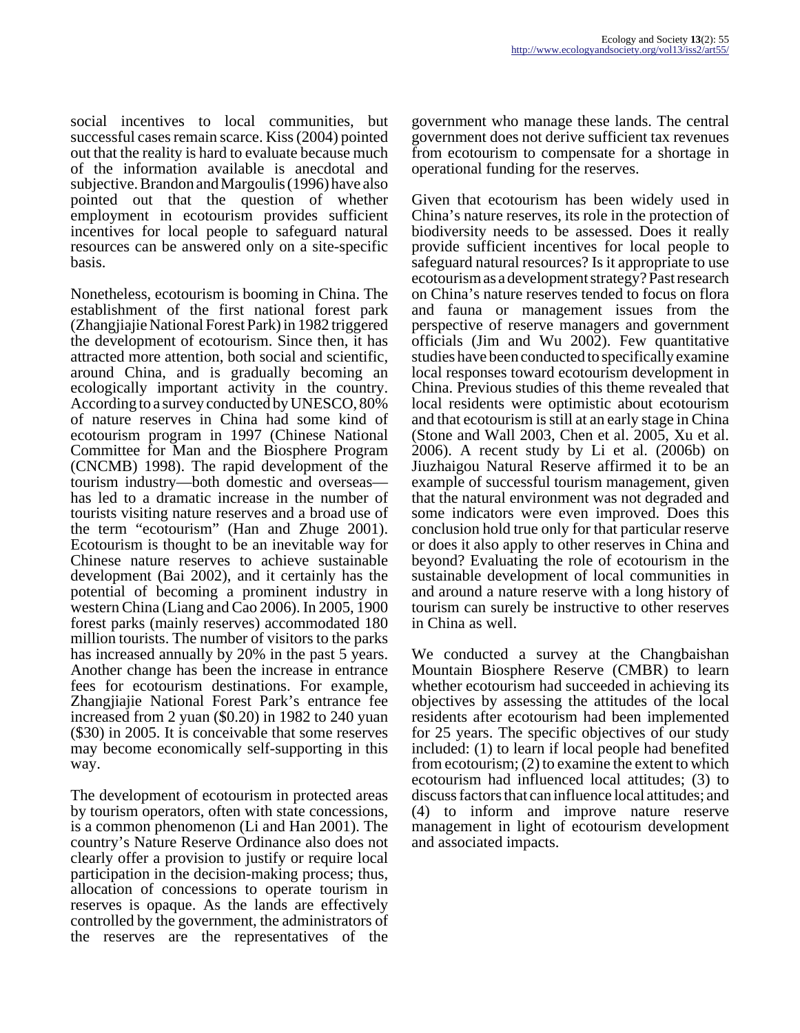social incentives to local communities, but successful cases remain scarce. Kiss (2004) pointed out that the reality is hard to evaluate because much of the information available is anecdotal and subjective. Brandon and Margoulis (1996) have also pointed out that the question of whether employment in ecotourism provides sufficient incentives for local people to safeguard natural resources can be answered only on a site-specific basis.

Nonetheless, ecotourism is booming in China. The establishment of the first national forest park (Zhangjiajie National Forest Park) in 1982 triggered the development of ecotourism. Since then, it has attracted more attention, both social and scientific, around China, and is gradually becoming an ecologically important activity in the country. According to a survey conducted by UNESCO, 80% of nature reserves in China had some kind of ecotourism program in 1997 (Chinese National Committee for Man and the Biosphere Program (CNCMB) 1998). The rapid development of the tourism industry—both domestic and overseas—has led to a dramatic increase in the number of tourists visiting nature reserves and a broad use of the term "ecotourism" (Han and Zhuge 2001). Ecotourism is thought to be an inevitable way for Chinese nature reserves to achieve sustainable development (Bai 2002), and it certainly has the potential of becoming a prominent industry in western China (Liang and Cao 2006). In 2005, 1900 forest parks (mainly reserves) accommodated 180 million tourists. The number of visitors to the parks has increased annually by 20% in the past 5 years. Another change has been the increase in entrance fees for ecotourism destinations. For example, Zhangjiajie National Forest Park's entrance fee increased from 2 yuan (\$0.20) in 1982 to 240 yuan (\$30) in 2005. It is conceivable that some reserves may become economically self-supporting in this way.

The development of ecotourism in protected areas by tourism operators, often with state concessions, is a common phenomenon (Li and Han 2001). The country's Nature Reserve Ordinance also does not clearly offer a provision to justify or require local participation in the decision-making process; thus, allocation of concessions to operate tourism in reserves is opaque. As the lands are effectively controlled by the government, the administrators of the reserves are the representatives of the government who manage these lands. The central government does not derive sufficient tax revenues from ecotourism to compensate for a shortage in operational funding for the reserves.

Given that ecotourism has been widely used in China's nature reserves, its role in the protection of biodiversity needs to be assessed. Does it really provide sufficient incentives for local people to safeguard natural resources? Is it appropriate to use ecotourism as a development strategy? Past research on China's nature reserves tended to focus on flora and fauna or management issues from the perspective of reserve managers and government officials (Jim and Wu 2002). Few quantitative studies have been conducted to specifically examine local responses toward ecotourism development in China. Previous studies of this theme revealed that local residents were optimistic about ecotourism and that ecotourism is still at an early stage in China (Stone and Wall 2003, Chen et al. 2005, Xu et al. 2006). A recent study by Li et al. (2006b) on Jiuzhaigou Natural Reserve affirmed it to be an example of successful tourism management, given that the natural environment was not degraded and some indicators were even improved. Does this conclusion hold true only for that particular reserve or does it also apply to other reserves in China and beyond? Evaluating the role of ecotourism in the sustainable development of local communities in and around a nature reserve with a long history of tourism can surely be instructive to other reserves in China as well.

We conducted a survey at the Changbaishan Mountain Biosphere Reserve (CMBR) to learn whether ecotourism had succeeded in achieving its objectives by assessing the attitudes of the local residents after ecotourism had been implemented for 25 years. The specific objectives of our study included: (1) to learn if local people had benefited from ecotourism; (2) to examine the extent to which ecotourism had influenced local attitudes; (3) to discuss factors that can influence local attitudes; and (4) to inform and improve nature reserve management in light of ecotourism development and associated impacts.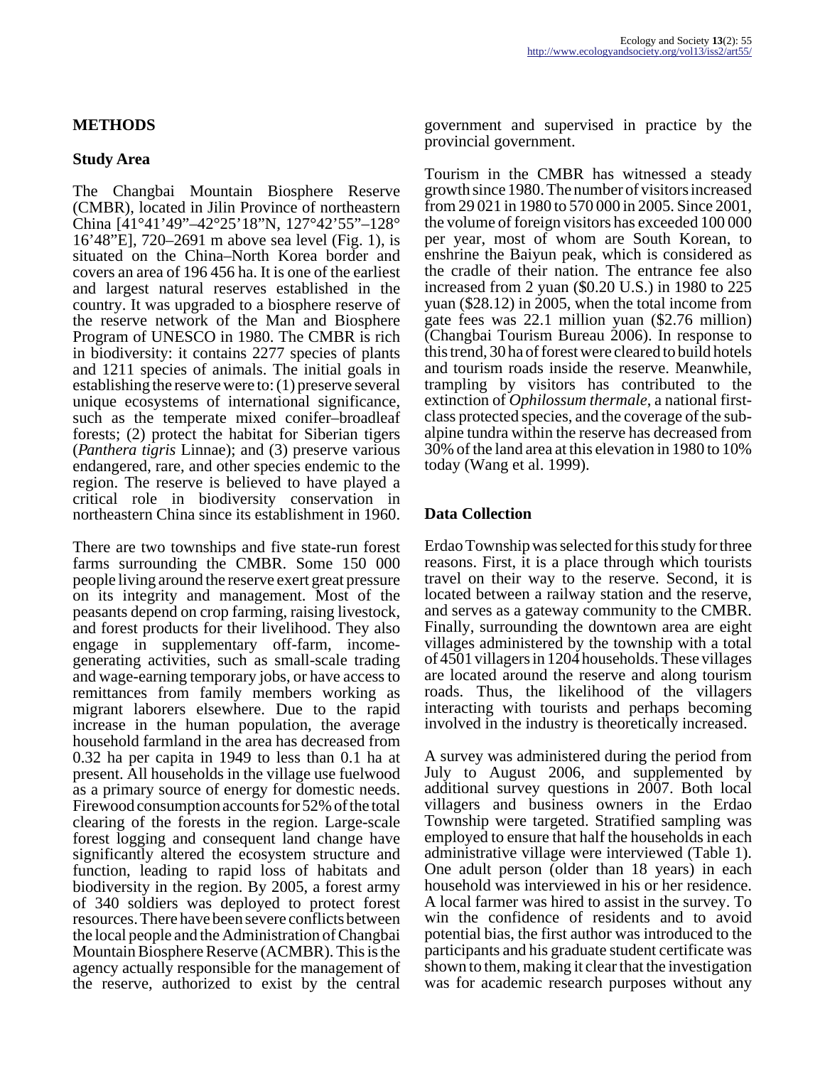## METHODS

### Study Area

The Changbai Mountain Biosphere Reserve (CMBR), located in Jilin Province of northeastern China [41°41'49"–42°25'18"N, 127°42'55"–128°16'48"E], 720–2691 m above sea level (Fig. 1), is situated on the China–North Korea border and covers an area of 196 456 ha. It is one of the earliest and largest natural reserves established in the country. It was upgraded to a biosphere reserve of the reserve network of the Man and Biosphere Program of UNESCO in 1980. The CMBR is rich in biodiversity: it contains 2277 species of plants and 1211 species of animals. The initial goals in establishing the reserve were to: (1) preserve several unique ecosystems of international significance, such as the temperate mixed conifer–broadleaf forests; (2) protect the habitat for Siberian tigers (*Panthera tigris* Linnae); and (3) preserve various endangered, rare, and other species endemic to the region. The reserve is believed to have played a critical role in biodiversity conservation in northeastern China since its establishment in 1960.

There are two townships and five state-run forest farms surrounding the CMBR. Some 150 000 people living around the reserve exert great pressure on its integrity and management. Most of the peasants depend on crop farming, raising livestock, and forest products for their livelihood. They also engage in supplementary off-farm, income-generating activities, such as small-scale trading and wage-earning temporary jobs, or have access to remittances from family members working as migrant laborers elsewhere. Due to the rapid increase in the human population, the average household farmland in the area has decreased from 0.32 ha per capita in 1949 to less than 0.1 ha at present. All households in the village use fuelwood as a primary source of energy for domestic needs. Firewood consumption accounts for 52% of the total clearing of the forests in the region. Large-scale forest logging and consequent land change have significantly altered the ecosystem structure and function, leading to rapid loss of habitats and biodiversity in the region. By 2005, a forest army of 340 soldiers was deployed to protect forest resources. There have been severe conflicts between the local people and the Administration of Changbai Mountain Biosphere Reserve (ACMBR). This is the agency actually responsible for the management of the reserve, authorized to exist by the central government and supervised in practice by the provincial government.

Tourism in the CMBR has witnessed a steady growth since 1980. The number of visitors increased from 29 021 in 1980 to 570 000 in 2005. Since 2001, the volume of foreign visitors has exceeded 100 000 per year, most of whom are South Korean, to enshrine the Baiyun peak, which is considered as the cradle of their nation. The entrance fee also increased from 2 yuan ($0.20 U.S.) in 1980 to 225 yuan ($28.12) in 2005, when the total income from gate fees was 22.1 million yuan ($2.76 million) (Changbai Tourism Bureau 2006). In response to this trend, 30 ha of forest were cleared to build hotels and tourism roads inside the reserve. Meanwhile, trampling by visitors has contributed to the extinction of *Ophilossum thermale*, a national first-class protected species, and the coverage of the sub-alpine tundra within the reserve has decreased from 30% of the land area at this elevation in 1980 to 10% today (Wang et al. 1999).

### Data Collection

Erdao Township was selected for this study for three reasons. First, it is a place through which tourists travel on their way to the reserve. Second, it is located between a railway station and the reserve, and serves as a gateway community to the CMBR. Finally, surrounding the downtown area are eight villages administered by the township with a total of 4501 villagers in 1204 households. These villages are located around the reserve and along tourism roads. Thus, the likelihood of the villagers interacting with tourists and perhaps becoming involved in the industry is theoretically increased.

A survey was administered during the period from July to August 2006, and supplemented by additional survey questions in 2007. Both local villagers and business owners in the Erdao Township were targeted. Stratified sampling was employed to ensure that half the households in each administrative village were interviewed (Table 1). One adult person (older than 18 years) in each household was interviewed in his or her residence. A local farmer was hired to assist in the survey. To win the confidence of residents and to avoid potential bias, the first author was introduced to the participants and his graduate student certificate was shown to them, making it clear that the investigation was for academic research purposes without any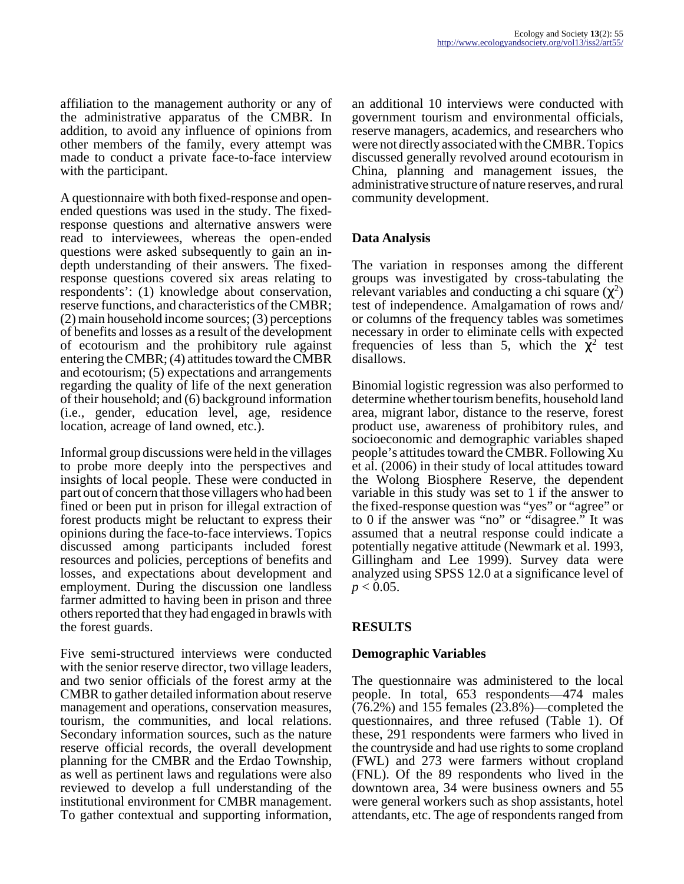affiliation to the management authority or any of the administrative apparatus of the CMBR. In addition, to avoid any influence of opinions from other members of the family, every attempt was made to conduct a private face-to-face interview with the participant.

A questionnaire with both fixed-response and open-ended questions was used in the study. The fixed-response questions and alternative answers were read to interviewees, whereas the open-ended questions were asked subsequently to gain an in-depth understanding of their answers. The fixed-response questions covered six areas relating to respondents': (1) knowledge about conservation, reserve functions, and characteristics of the CMBR; (2) main household income sources; (3) perceptions of benefits and losses as a result of the development of ecotourism and the prohibitory rule against entering the CMBR; (4) attitudes toward the CMBR and ecotourism; (5) expectations and arrangements regarding the quality of life of the next generation of their household; and (6) background information (i.e., gender, education level, age, residence location, acreage of land owned, etc.).

Informal group discussions were held in the villages to probe more deeply into the perspectives and insights of local people. These were conducted in part out of concern that those villagers who had been fined or been put in prison for illegal extraction of forest products might be reluctant to express their opinions during the face-to-face interviews. Topics discussed among participants included forest resources and policies, perceptions of benefits and losses, and expectations about development and employment. During the discussion one landless farmer admitted to having been in prison and three others reported that they had engaged in brawls with the forest guards.

Five semi-structured interviews were conducted with the senior reserve director, two village leaders, and two senior officials of the forest army at the CMBR to gather detailed information about reserve management and operations, conservation measures, tourism, the communities, and local relations. Secondary information sources, such as the nature reserve official records, the overall development planning for the CMBR and the Erdao Township, as well as pertinent laws and regulations were also reviewed to develop a full understanding of the institutional environment for CMBR management. To gather contextual and supporting information, an additional 10 interviews were conducted with government tourism and environmental officials, reserve managers, academics, and researchers who were not directly associated with the CMBR. Topics discussed generally revolved around ecotourism in China, planning and management issues, the administrative structure of nature reserves, and rural community development.

### Data Analysis

The variation in responses among the different groups was investigated by cross-tabulating the relevant variables and conducting a chi square ($\chi^2$) test of independence. Amalgamation of rows and/or columns of the frequency tables was sometimes necessary in order to eliminate cells with expected frequencies of less than 5, which the $\chi^2$ test disallows.

Binomial logistic regression was also performed to determine whether tourism benefits, household land area, migrant labor, distance to the reserve, forest product use, awareness of prohibitory rules, and socioeconomic and demographic variables shaped people's attitudes toward the CMBR. Following Xu et al. (2006) in their study of local attitudes toward the Wolong Biosphere Reserve, the dependent variable in this study was set to 1 if the answer to the fixed-response question was "yes" or "agree" or to 0 if the answer was "no" or "disagree." It was assumed that a neutral response could indicate a potentially negative attitude (Newmark et al. 1993, Gillingham and Lee 1999). Survey data were analyzed using SPSS 12.0 at a significance level of $p < 0.05$.

## RESULTS

### Demographic Variables

The questionnaire was administered to the local people. In total, 653 respondents—474 males (76.2%) and 155 females (23.8%)—completed the questionnaires, and three refused (Table 1). Of these, 291 respondents were farmers who lived in the countryside and had use rights to some cropland (FWL) and 273 were farmers without cropland (FNL). Of the 89 respondents who lived in the downtown area, 34 were business owners and 55 were general workers such as shop assistants, hotel attendants, etc. The age of respondents ranged from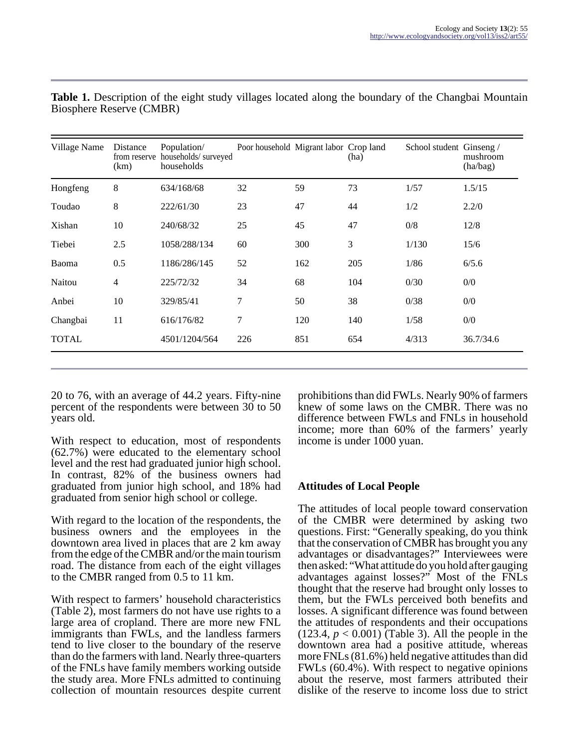**Table 1.** Description of the eight study villages located along the boundary of the Changbai Mountain Biosphere Reserve (CMBR)

| Village Name | Distance from reserve (km) | Population/ households/ surveyed households | Poor household | Migrant labor | Crop land (ha) | School student | Ginseng / mushroom (ha/bag) |
|---|---|---|---|---|---|---|---|
| Hongfeng | 8 | 634/168/68 | 32 | 59 | 73 | 1/57 | 1.5/15 |
| Toudao | 8 | 222/61/30 | 23 | 47 | 44 | 1/2 | 2.2/0 |
| Xishan | 10 | 240/68/32 | 25 | 45 | 47 | 0/8 | 12/8 |
| Tiebei | 2.5 | 1058/288/134 | 60 | 300 | 3 | 1/130 | 15/6 |
| Baoma | 0.5 | 1186/286/145 | 52 | 162 | 205 | 1/86 | 6/5.6 |
| Naitou | 4 | 225/72/32 | 34 | 68 | 104 | 0/30 | 0/0 |
| Anbei | 10 | 329/85/41 | 7 | 50 | 38 | 0/38 | 0/0 |
| Changbai | 11 | 616/176/82 | 7 | 120 | 140 | 1/58 | 0/0 |
| TOTAL | | 4501/1204/564 | 226 | 851 | 654 | 4/313 | 36.7/34.6 |

20 to 76, with an average of 44.2 years. Fifty-nine percent of the respondents were between 30 to 50 years old.

With respect to education, most of respondents (62.7%) were educated to the elementary school level and the rest had graduated junior high school. In contrast, 82% of the business owners had graduated from junior high school, and 18% had graduated from senior high school or college.

With regard to the location of the respondents, the business owners and the employees in the downtown area lived in places that are 2 km away from the edge of the CMBR and/or the main tourism road. The distance from each of the eight villages to the CMBR ranged from 0.5 to 11 km.

With respect to farmers' household characteristics (Table 2), most farmers do not have use rights to a large area of cropland. There are more new FNL immigrants than FWLs, and the landless farmers tend to live closer to the boundary of the reserve than do the farmers with land. Nearly three-quarters of the FNLs have family members working outside the study area. More FNLs admitted to continuing collection of mountain resources despite current prohibitions than did FWLs. Nearly 90% of farmers knew of some laws on the CMBR. There was no difference between FWLs and FNLs in household income; more than 60% of the farmers' yearly income is under 1000 yuan.

## Attitudes of Local People

The attitudes of local people toward conservation of the CMBR were determined by asking two questions. First: "Generally speaking, do you think that the conservation of CMBR has brought you any advantages or disadvantages?" Interviewees were then asked: "What attitude do you hold after gauging advantages against losses?" Most of the FNLs thought that the reserve had brought only losses to them, but the FWLs perceived both benefits and losses. A significant difference was found between the attitudes of respondents and their occupations (123.4, $p < 0.001$) (Table 3). All the people in the downtown area had a positive attitude, whereas more FNLs (81.6%) held negative attitudes than did FWLs (60.4%). With respect to negative opinions about the reserve, most farmers attributed their dislike of the reserve to income loss due to strict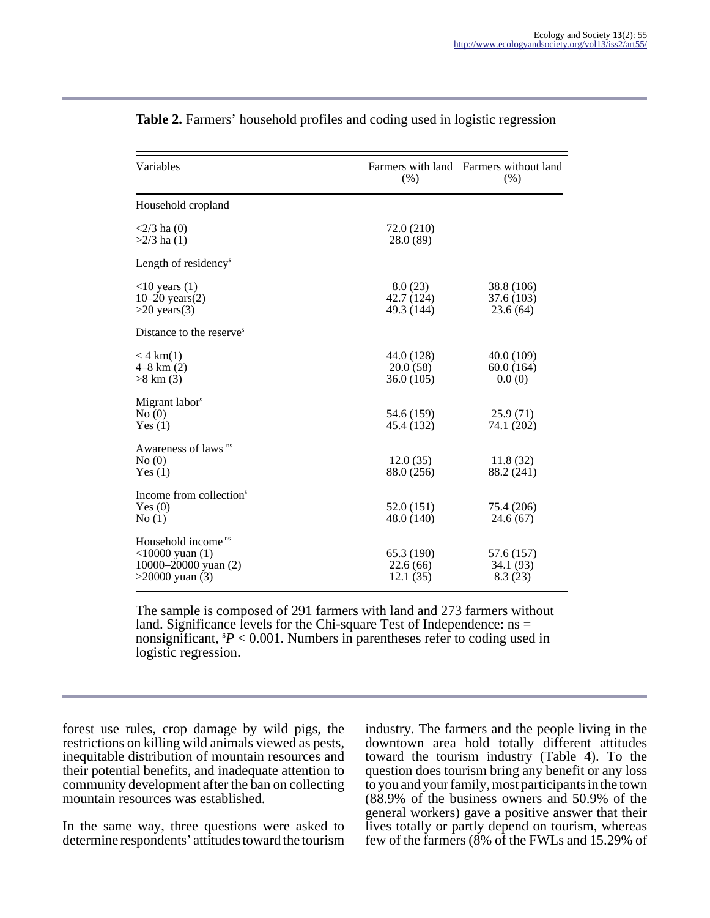**Table 2.** Farmers' household profiles and coding used in logistic regression

| Variables | Farmers with land (%) | Farmers without land (%) |
|---|---|---|
| Household cropland | | |
| <2/3 ha (0) | 72.0 (210) | |
| >2/3 ha (1) | 28.0 (89) | |
| Length of residency[s] | | |
| <10 years (1) | 8.0 (23) | 38.8 (106) |
| 10–20 years(2) | 42.7 (124) | 37.6 (103) |
| >20 years(3) | 49.3 (144) | 23.6 (64) |
| Distance to the reserve[s] | | |
| < 4 km(1) | 44.0 (128) | 40.0 (109) |
| 4–8 km (2) | 20.0 (58) | 60.0 (164) |
| >8 km (3) | 36.0 (105) | 0.0 (0) |
| Migrant labor[s] | | |
| No (0) | 54.6 (159) | 25.9 (71) |
| Yes (1) | 45.4 (132) | 74.1 (202) |
| Awareness of laws [ns] | | |
| No (0) | 12.0 (35) | 11.8 (32) |
| Yes (1) | 88.0 (256) | 88.2 (241) |
| Income from collection[s] | | |
| Yes (0) | 52.0 (151) | 75.4 (206) |
| No (1) | 48.0 (140) | 24.6 (67) |
| Household income [ns] | | |
| <10000 yuan (1) | 65.3 (190) | 57.6 (157) |
| 10000–20000 yuan (2) | 22.6 (66) | 34.1 (93) |
| >20000 yuan (3) | 12.1 (35) | 8.3 (23) |

The sample is composed of 291 farmers with land and 273 farmers without land. Significance levels for the Chi-square Test of Independence: ns = nonsignificant, [s]$P < 0.001$. Numbers in parentheses refer to coding used in logistic regression.

forest use rules, crop damage by wild pigs, the restrictions on killing wild animals viewed as pests, inequitable distribution of mountain resources and their potential benefits, and inadequate attention to community development after the ban on collecting mountain resources was established.

In the same way, three questions were asked to determine respondents' attitudes toward the tourism industry. The farmers and the people living in the downtown area hold totally different attitudes toward the tourism industry (Table 4). To the question does tourism bring any benefit or any loss to you and your family, most participants in the town (88.9% of the business owners and 50.9% of the general workers) gave a positive answer that their lives totally or partly depend on tourism, whereas few of the farmers (8% of the FWLs and 15.29% of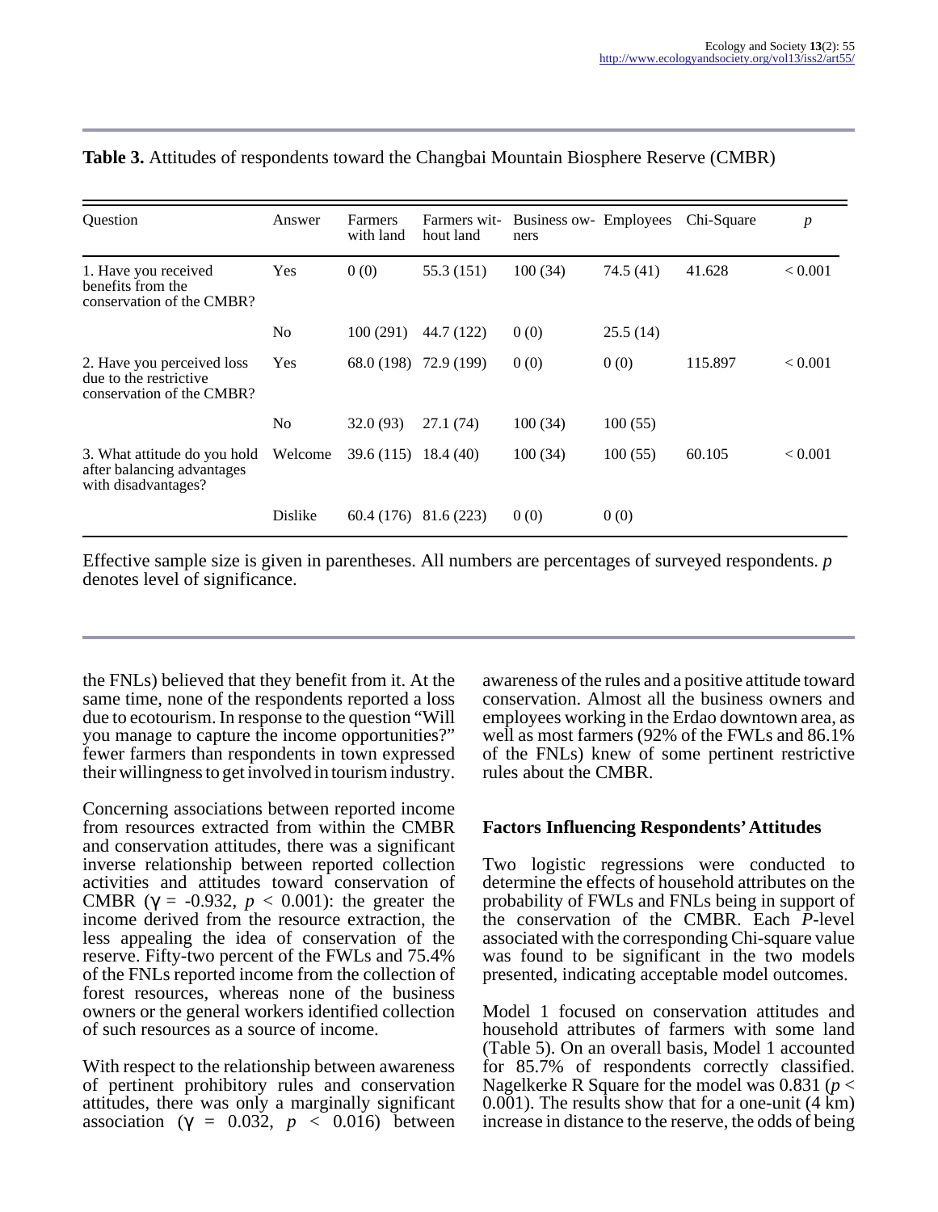**Table 3.** Attitudes of respondents toward the Changbai Mountain Biosphere Reserve (CMBR)

| Question | Answer | Farmers with land | Farmers without land | Business owners | Employees | Chi-Square | $p$ |
|---|---|---|---|---|---|---|---|
| 1. Have you received benefits from the conservation of the CMBR? | Yes | 0 (0) | 55.3 (151) | 100 (34) | 74.5 (41) | 41.628 | < 0.001 |
| | No | 100 (291) | 44.7 (122) | 0 (0) | 25.5 (14) | | |
| 2. Have you perceived loss due to the restrictive conservation of the CMBR? | Yes | 68.0 (198) | 72.9 (199) | 0 (0) | 0 (0) | 115.897 | < 0.001 |
| | No | 32.0 (93) | 27.1 (74) | 100 (34) | 100 (55) | | |
| 3. What attitude do you hold after balancing advantages with disadvantages? | Welcome | 39.6 (115) | 18.4 (40) | 100 (34) | 100 (55) | 60.105 | < 0.001 |
| | Dislike | 60.4 (176) | 81.6 (223) | 0 (0) | 0 (0) | | |

Effective sample size is given in parentheses. All numbers are percentages of surveyed respondents. $p$ denotes level of significance.

the FNLs) believed that they benefit from it. At the same time, none of the respondents reported a loss due to ecotourism. In response to the question "Will you manage to capture the income opportunities?" fewer farmers than respondents in town expressed their willingness to get involved in tourism industry.

Concerning associations between reported income from resources extracted from within the CMBR and conservation attitudes, there was a significant inverse relationship between reported collection activities and attitudes toward conservation of CMBR ($\gamma = -0.932$, $p < 0.001$): the greater the income derived from the resource extraction, the less appealing the idea of conservation of the reserve. Fifty-two percent of the FWLs and 75.4% of the FNLs reported income from the collection of forest resources, whereas none of the business owners or the general workers identified collection of such resources as a source of income.

With respect to the relationship between awareness of pertinent prohibitory rules and conservation attitudes, there was only a marginally significant association ($\gamma = 0.032$, $p < 0.016$) between awareness of the rules and a positive attitude toward conservation. Almost all the business owners and employees working in the Erdao downtown area, as well as most farmers (92% of the FWLs and 86.1% of the FNLs) knew of some pertinent restrictive rules about the CMBR.

### Factors Influencing Respondents' Attitudes

Two logistic regressions were conducted to determine the effects of household attributes on the probability of FWLs and FNLs being in support of the conservation of the CMBR. Each $P$-level associated with the corresponding Chi-square value was found to be significant in the two models presented, indicating acceptable model outcomes.

Model 1 focused on conservation attitudes and household attributes of farmers with some land (Table 5). On an overall basis, Model 1 accounted for 85.7% of respondents correctly classified. Nagelkerke R Square for the model was 0.831 ($p < 0.001$). The results show that for a one-unit (4 km) increase in distance to the reserve, the odds of being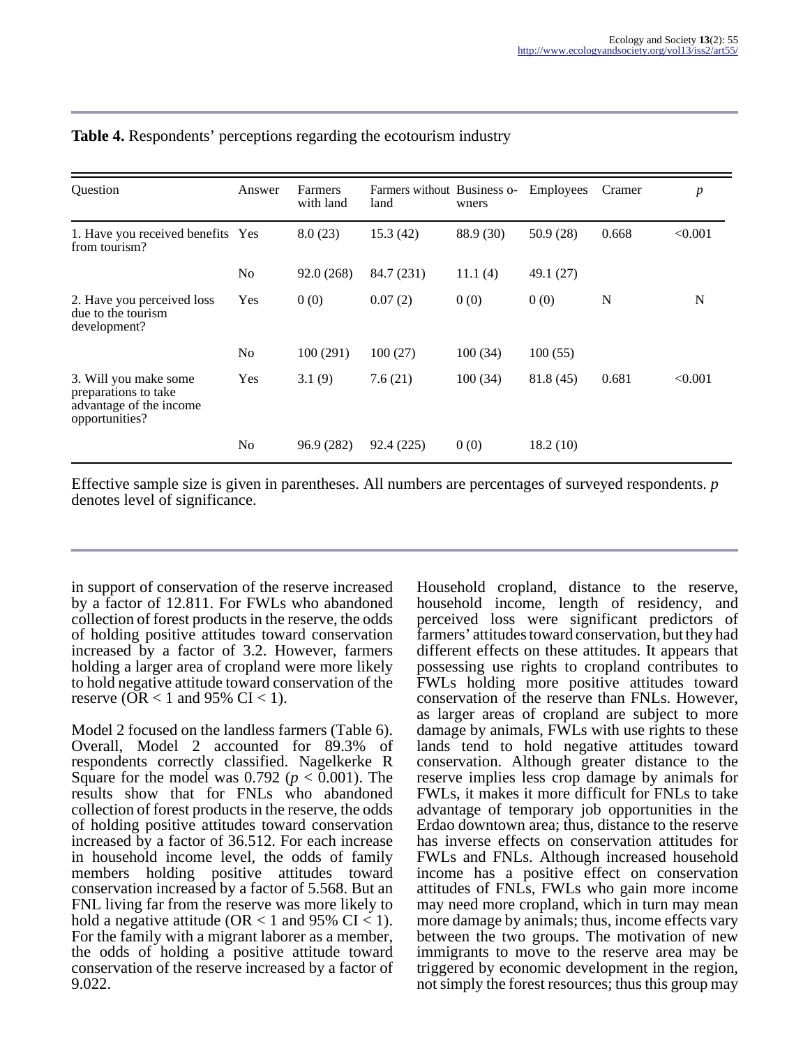**Table 4.** Respondents' perceptions regarding the ecotourism industry

| Question | Answer | Farmers with land | Farmers without land | Business owners | Employees | Cramer | *p* |
|---|---|---|---|---|---|---|---|
| 1. Have you received benefits from tourism? | Yes | 8.0 (23) | 15.3 (42) | 88.9 (30) | 50.9 (28) | 0.668 | <0.001 |
| | No | 92.0 (268) | 84.7 (231) | 11.1 (4) | 49.1 (27) | | |
| 2. Have you perceived loss due to the tourism development? | Yes | 0 (0) | 0.07 (2) | 0 (0) | 0 (0) | N | N |
| | No | 100 (291) | 100 (27) | 100 (34) | 100 (55) | | |
| 3. Will you make some preparations to take advantage of the income opportunities? | Yes | 3.1 (9) | 7.6 (21) | 100 (34) | 81.8 (45) | 0.681 | <0.001 |
| | No | 96.9 (282) | 92.4 (225) | 0 (0) | 18.2 (10) | | |

Effective sample size is given in parentheses. All numbers are percentages of surveyed respondents. *p* denotes level of significance.

in support of conservation of the reserve increased by a factor of 12.811. For FWLs who abandoned collection of forest products in the reserve, the odds of holding positive attitudes toward conservation increased by a factor of 3.2. However, farmers holding a larger area of cropland were more likely to hold negative attitude toward conservation of the reserve (OR < 1 and 95% CI < 1).

Model 2 focused on the landless farmers (Table 6). Overall, Model 2 accounted for 89.3% of respondents correctly classified. Nagelkerke R Square for the model was 0.792 ($p < 0.001$). The results show that for FNLs who abandoned collection of forest products in the reserve, the odds of holding positive attitudes toward conservation increased by a factor of 36.512. For each increase in household income level, the odds of family members holding positive attitudes toward conservation increased by a factor of 5.568. But an FNL living far from the reserve was more likely to hold a negative attitude (OR < 1 and 95% CI < 1). For the family with a migrant laborer as a member, the odds of holding a positive attitude toward conservation of the reserve increased by a factor of 9.022.

Household cropland, distance to the reserve, household income, length of residency, and perceived loss were significant predictors of farmers' attitudes toward conservation, but they had different effects on these attitudes. It appears that possessing use rights to cropland contributes to FWLs holding more positive attitudes toward conservation of the reserve than FNLs. However, as larger areas of cropland are subject to more damage by animals, FWLs with use rights to these lands tend to hold negative attitudes toward conservation. Although greater distance to the reserve implies less crop damage by animals for FWLs, it makes it more difficult for FNLs to take advantage of temporary job opportunities in the Erdao downtown area; thus, distance to the reserve has inverse effects on conservation attitudes for FWLs and FNLs. Although increased household income has a positive effect on conservation attitudes of FNLs, FWLs who gain more income may need more cropland, which in turn may mean more damage by animals; thus, income effects vary between the two groups. The motivation of new immigrants to move to the reserve area may be triggered by economic development in the region, not simply the forest resources; thus this group may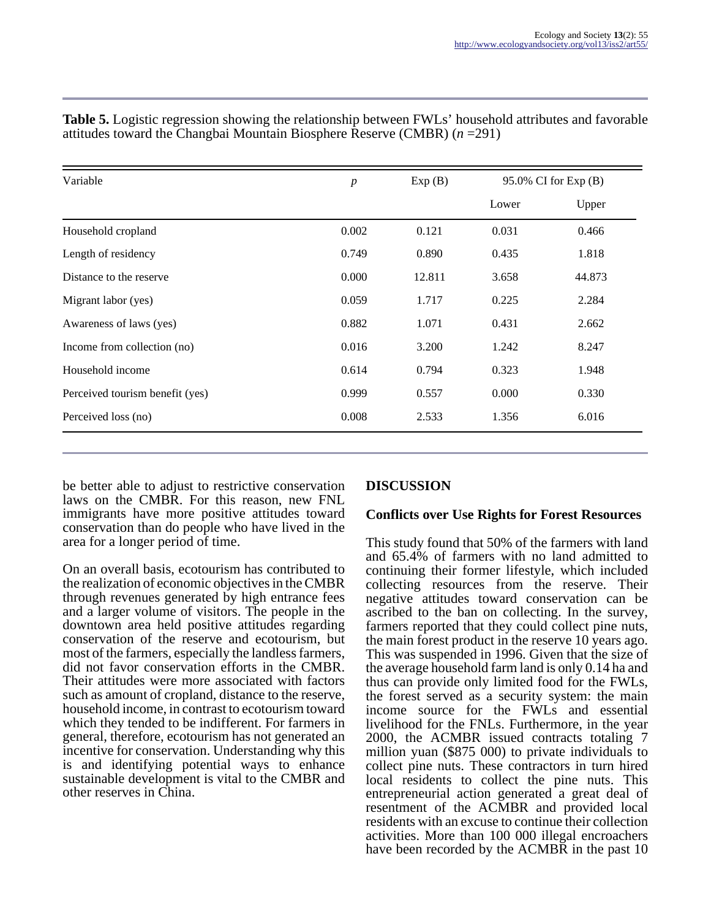**Table 5.** Logistic regression showing the relationship between FWLs' household attributes and favorable attitudes toward the Changbai Mountain Biosphere Reserve (CMBR) (*n* =291)

| Variable | *p* | Exp (B) | 95.0% CI for Exp (B) | |
|---|---|---|---|---|
| | | | Lower | Upper |
| Household cropland | 0.002 | 0.121 | 0.031 | 0.466 |
| Length of residency | 0.749 | 0.890 | 0.435 | 1.818 |
| Distance to the reserve | 0.000 | 12.811 | 3.658 | 44.873 |
| Migrant labor (yes) | 0.059 | 1.717 | 0.225 | 2.284 |
| Awareness of laws (yes) | 0.882 | 1.071 | 0.431 | 2.662 |
| Income from collection (no) | 0.016 | 3.200 | 1.242 | 8.247 |
| Household income | 0.614 | 0.794 | 0.323 | 1.948 |
| Perceived tourism benefit (yes) | 0.999 | 0.557 | 0.000 | 0.330 |
| Perceived loss (no) | 0.008 | 2.533 | 1.356 | 6.016 |

be better able to adjust to restrictive conservation laws on the CMBR. For this reason, new FNL immigrants have more positive attitudes toward conservation than do people who have lived in the area for a longer period of time.

On an overall basis, ecotourism has contributed to the realization of economic objectives in the CMBR through revenues generated by high entrance fees and a larger volume of visitors. The people in the downtown area held positive attitudes regarding conservation of the reserve and ecotourism, but most of the farmers, especially the landless farmers, did not favor conservation efforts in the CMBR. Their attitudes were more associated with factors such as amount of cropland, distance to the reserve, household income, in contrast to ecotourism toward which they tended to be indifferent. For farmers in general, therefore, ecotourism has not generated an incentive for conservation. Understanding why this is and identifying potential ways to enhance sustainable development is vital to the CMBR and other reserves in China.

## DISCUSSION

### Conflicts over Use Rights for Forest Resources

This study found that 50% of the farmers with land and 65.4% of farmers with no land admitted to continuing their former lifestyle, which included collecting resources from the reserve. Their negative attitudes toward conservation can be ascribed to the ban on collecting. In the survey, farmers reported that they could collect pine nuts, the main forest product in the reserve 10 years ago. This was suspended in 1996. Given that the size of the average household farm land is only 0.14 ha and thus can provide only limited food for the FWLs, the forest served as a security system: the main income source for the FWLs and essential livelihood for the FNLs. Furthermore, in the year 2000, the ACMBR issued contracts totaling 7 million yuan ($875 000) to private individuals to collect pine nuts. These contractors in turn hired local residents to collect the pine nuts. This entrepreneurial action generated a great deal of resentment of the ACMBR and provided local residents with an excuse to continue their collection activities. More than 100 000 illegal encroachers have been recorded by the ACMBR in the past 10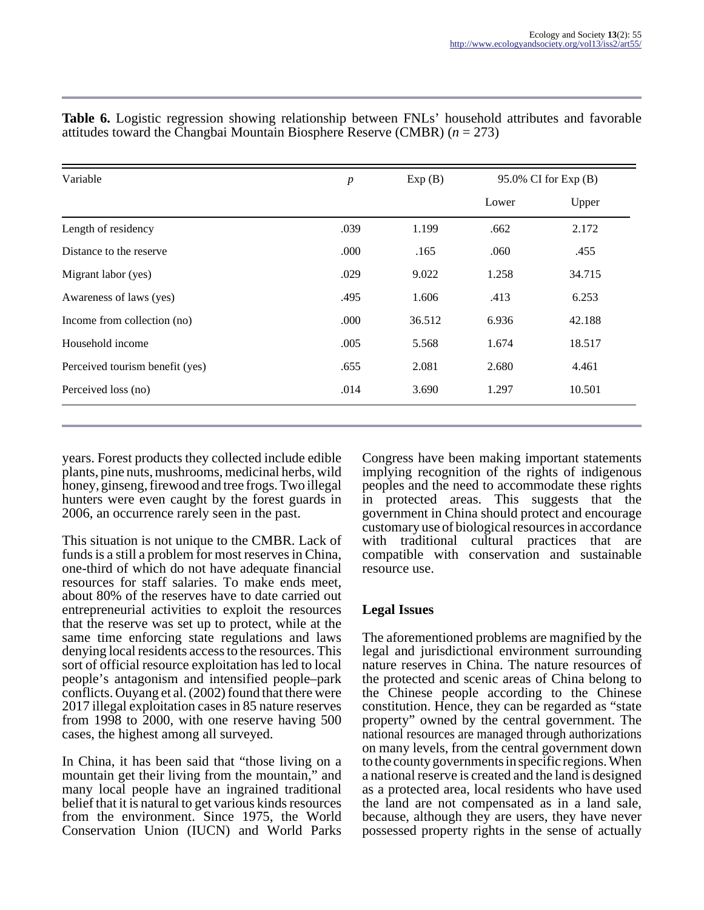**Table 6.** Logistic regression showing relationship between FNLs' household attributes and favorable attitudes toward the Changbai Mountain Biosphere Reserve (CMBR) ($n$ = 273)

| Variable | $p$ | Exp (B) | 95.0% CI for Exp (B) | |
|---|---|---|---|---|
| | | | Lower | Upper |
| Length of residency | .039 | 1.199 | .662 | 2.172 |
| Distance to the reserve | .000 | .165 | .060 | .455 |
| Migrant labor (yes) | .029 | 9.022 | 1.258 | 34.715 |
| Awareness of laws (yes) | .495 | 1.606 | .413 | 6.253 |
| Income from collection (no) | .000 | 36.512 | 6.936 | 42.188 |
| Household income | .005 | 5.568 | 1.674 | 18.517 |
| Perceived tourism benefit (yes) | .655 | 2.081 | 2.680 | 4.461 |
| Perceived loss (no) | .014 | 3.690 | 1.297 | 10.501 |

years. Forest products they collected include edible plants, pine nuts, mushrooms, medicinal herbs, wild honey, ginseng, firewood and tree frogs. Two illegal hunters were even caught by the forest guards in 2006, an occurrence rarely seen in the past.

This situation is not unique to the CMBR. Lack of funds is a still a problem for most reserves in China, one-third of which do not have adequate financial resources for staff salaries. To make ends meet, about 80% of the reserves have to date carried out entrepreneurial activities to exploit the resources that the reserve was set up to protect, while at the same time enforcing state regulations and laws denying local residents access to the resources. This sort of official resource exploitation has led to local people's antagonism and intensified people–park conflicts. Ouyang et al. (2002) found that there were 2017 illegal exploitation cases in 85 nature reserves from 1998 to 2000, with one reserve having 500 cases, the highest among all surveyed.

In China, it has been said that "those living on a mountain get their living from the mountain," and many local people have an ingrained traditional belief that it is natural to get various kinds resources from the environment. Since 1975, the World Conservation Union (IUCN) and World Parks Congress have been making important statements implying recognition of the rights of indigenous peoples and the need to accommodate these rights in protected areas. This suggests that the government in China should protect and encourage customary use of biological resources in accordance with traditional cultural practices that are compatible with conservation and sustainable resource use.

## Legal Issues

The aforementioned problems are magnified by the legal and jurisdictional environment surrounding nature reserves in China. The nature resources of the protected and scenic areas of China belong to the Chinese people according to the Chinese constitution. Hence, they can be regarded as "state property" owned by the central government. The national resources are managed through authorizations on many levels, from the central government down to the county governments in specific regions. When a national reserve is created and the land is designed as a protected area, local residents who have used the land are not compensated as in a land sale, because, although they are users, they have never possessed property rights in the sense of actually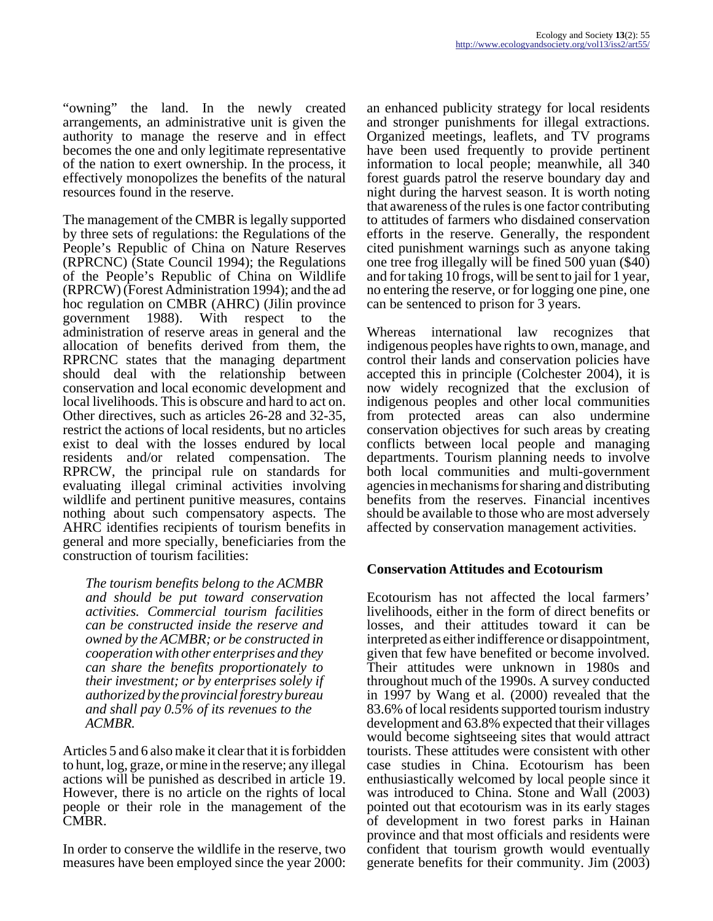"owning" the land. In the newly created arrangements, an administrative unit is given the authority to manage the reserve and in effect becomes the one and only legitimate representative of the nation to exert ownership. In the process, it effectively monopolizes the benefits of the natural resources found in the reserve.

The management of the CMBR is legally supported by three sets of regulations: the Regulations of the People's Republic of China on Nature Reserves (RPRCNC) (State Council 1994); the Regulations of the People's Republic of China on Wildlife (RPRCW) (Forest Administration 1994); and the ad hoc regulation on CMBR (AHRC) (Jilin province government 1988). With respect to the administration of reserve areas in general and the allocation of benefits derived from them, the RPRCNC states that the managing department should deal with the relationship between conservation and local economic development and local livelihoods. This is obscure and hard to act on. Other directives, such as articles 26-28 and 32-35, restrict the actions of local residents, but no articles exist to deal with the losses endured by local residents and/or related compensation. The RPRCW, the principal rule on standards for evaluating illegal criminal activities involving wildlife and pertinent punitive measures, contains nothing about such compensatory aspects. The AHRC identifies recipients of tourism benefits in general and more specially, beneficiaries from the construction of tourism facilities:

> *The tourism benefits belong to the ACMBR and should be put toward conservation activities. Commercial tourism facilities can be constructed inside the reserve and owned by the ACMBR; or be constructed in cooperation with other enterprises and they can share the benefits proportionately to their investment; or by enterprises solely if authorized by the provincial forestry bureau and shall pay 0.5% of its revenues to the ACMBR.*

Articles 5 and 6 also make it clear that it is forbidden to hunt, log, graze, or mine in the reserve; any illegal actions will be punished as described in article 19. However, there is no article on the rights of local people or their role in the management of the CMBR.

In order to conserve the wildlife in the reserve, two measures have been employed since the year 2000: an enhanced publicity strategy for local residents and stronger punishments for illegal extractions. Organized meetings, leaflets, and TV programs have been used frequently to provide pertinent information to local people; meanwhile, all 340 forest guards patrol the reserve boundary day and night during the harvest season. It is worth noting that awareness of the rules is one factor contributing to attitudes of farmers who disdained conservation efforts in the reserve. Generally, the respondent cited punishment warnings such as anyone taking one tree frog illegally will be fined 500 yuan ($40) and for taking 10 frogs, will be sent to jail for 1 year, no entering the reserve, or for logging one pine, one can be sentenced to prison for 3 years.

Whereas international law recognizes that indigenous peoples have rights to own, manage, and control their lands and conservation policies have accepted this in principle (Colchester 2004), it is now widely recognized that the exclusion of indigenous peoples and other local communities from protected areas can also undermine conservation objectives for such areas by creating conflicts between local people and managing departments. Tourism planning needs to involve both local communities and multi-government agencies in mechanisms for sharing and distributing benefits from the reserves. Financial incentives should be available to those who are most adversely affected by conservation management activities.

### Conservation Attitudes and Ecotourism

Ecotourism has not affected the local farmers' livelihoods, either in the form of direct benefits or losses, and their attitudes toward it can be interpreted as either indifference or disappointment, given that few have benefited or become involved. Their attitudes were unknown in 1980s and throughout much of the 1990s. A survey conducted in 1997 by Wang et al. (2000) revealed that the 83.6% of local residents supported tourism industry development and 63.8% expected that their villages would become sightseeing sites that would attract tourists. These attitudes were consistent with other case studies in China. Ecotourism has been enthusiastically welcomed by local people since it was introduced to China. Stone and Wall (2003) pointed out that ecotourism was in its early stages of development in two forest parks in Hainan province and that most officials and residents were confident that tourism growth would eventually generate benefits for their community. Jim (2003)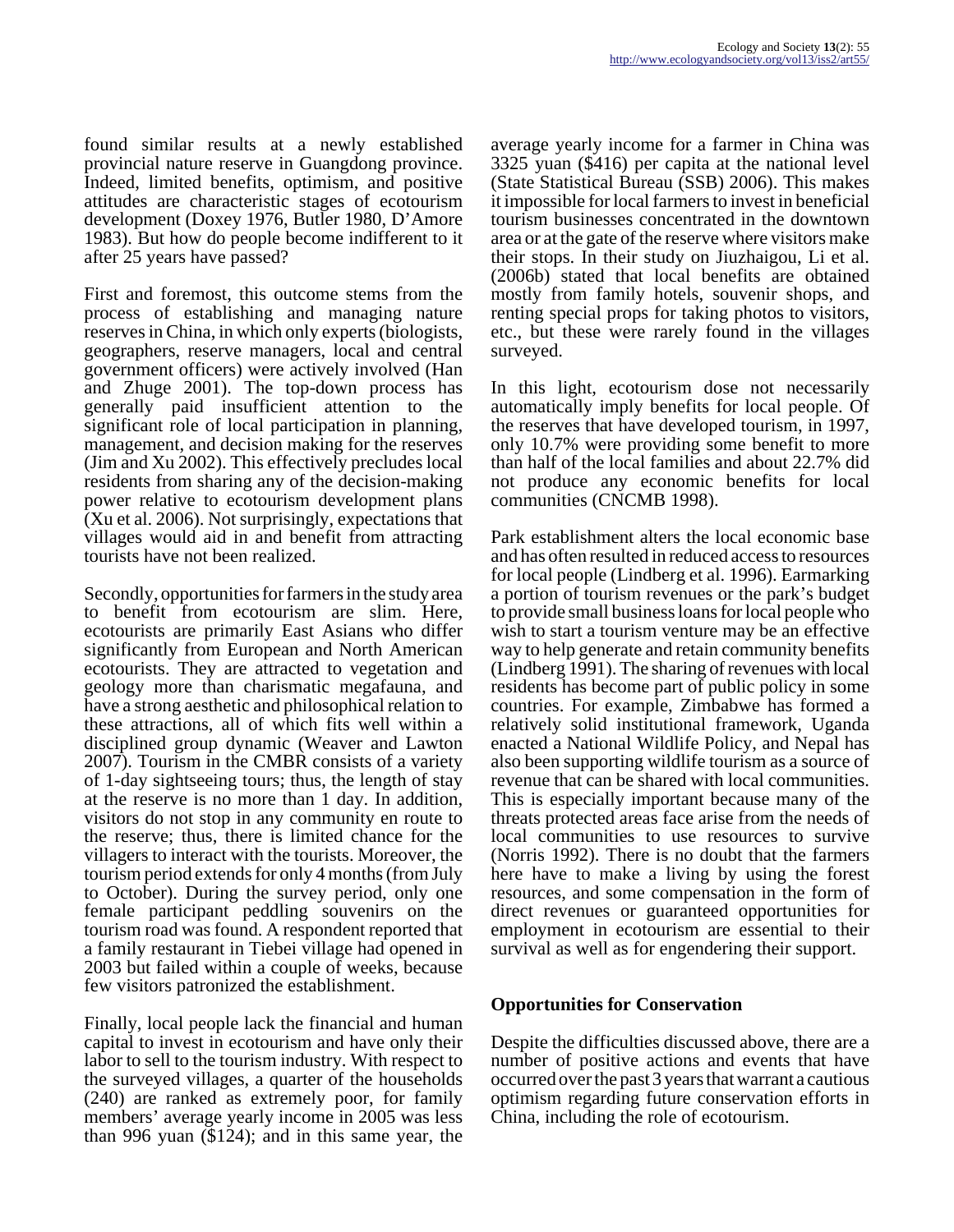found similar results at a newly established provincial nature reserve in Guangdong province. Indeed, limited benefits, optimism, and positive attitudes are characteristic stages of ecotourism development (Doxey 1976, Butler 1980, D'Amore 1983). But how do people become indifferent to it after 25 years have passed?

First and foremost, this outcome stems from the process of establishing and managing nature reserves in China, in which only experts (biologists, geographers, reserve managers, local and central government officers) were actively involved (Han and Zhuge 2001). The top-down process has generally paid insufficient attention to the significant role of local participation in planning, management, and decision making for the reserves (Jim and Xu 2002). This effectively precludes local residents from sharing any of the decision-making power relative to ecotourism development plans (Xu et al. 2006). Not surprisingly, expectations that villages would aid in and benefit from attracting tourists have not been realized.

Secondly, opportunities for farmers in the study area to benefit from ecotourism are slim. Here, ecotourists are primarily East Asians who differ significantly from European and North American ecotourists. They are attracted to vegetation and geology more than charismatic megafauna, and have a strong aesthetic and philosophical relation to these attractions, all of which fits well within a disciplined group dynamic (Weaver and Lawton 2007). Tourism in the CMBR consists of a variety of 1-day sightseeing tours; thus, the length of stay at the reserve is no more than 1 day. In addition, visitors do not stop in any community en route to the reserve; thus, there is limited chance for the villagers to interact with the tourists. Moreover, the tourism period extends for only 4 months (from July to October). During the survey period, only one female participant peddling souvenirs on the tourism road was found. A respondent reported that a family restaurant in Tiebei village had opened in 2003 but failed within a couple of weeks, because few visitors patronized the establishment.

Finally, local people lack the financial and human capital to invest in ecotourism and have only their labor to sell to the tourism industry. With respect to the surveyed villages, a quarter of the households (240) are ranked as extremely poor, for family members' average yearly income in 2005 was less than 996 yuan ($124); and in this same year, the average yearly income for a farmer in China was 3325 yuan ($416) per capita at the national level (State Statistical Bureau (SSB) 2006). This makes it impossible for local farmers to invest in beneficial tourism businesses concentrated in the downtown area or at the gate of the reserve where visitors make their stops. In their study on Jiuzhaigou, Li et al. (2006b) stated that local benefits are obtained mostly from family hotels, souvenir shops, and renting special props for taking photos to visitors, etc., but these were rarely found in the villages surveyed.

In this light, ecotourism dose not necessarily automatically imply benefits for local people. Of the reserves that have developed tourism, in 1997, only 10.7% were providing some benefit to more than half of the local families and about 22.7% did not produce any economic benefits for local communities (CNCMB 1998).

Park establishment alters the local economic base and has often resulted in reduced access to resources for local people (Lindberg et al. 1996). Earmarking a portion of tourism revenues or the park's budget to provide small business loans for local people who wish to start a tourism venture may be an effective way to help generate and retain community benefits (Lindberg 1991). The sharing of revenues with local residents has become part of public policy in some countries. For example, Zimbabwe has formed a relatively solid institutional framework, Uganda enacted a National Wildlife Policy, and Nepal has also been supporting wildlife tourism as a source of revenue that can be shared with local communities. This is especially important because many of the threats protected areas face arise from the needs of local communities to use resources to survive (Norris 1992). There is no doubt that the farmers here have to make a living by using the forest resources, and some compensation in the form of direct revenues or guaranteed opportunities for employment in ecotourism are essential to their survival as well as for engendering their support.

## Opportunities for Conservation

Despite the difficulties discussed above, there are a number of positive actions and events that have occurred over the past 3 years that warrant a cautious optimism regarding future conservation efforts in China, including the role of ecotourism.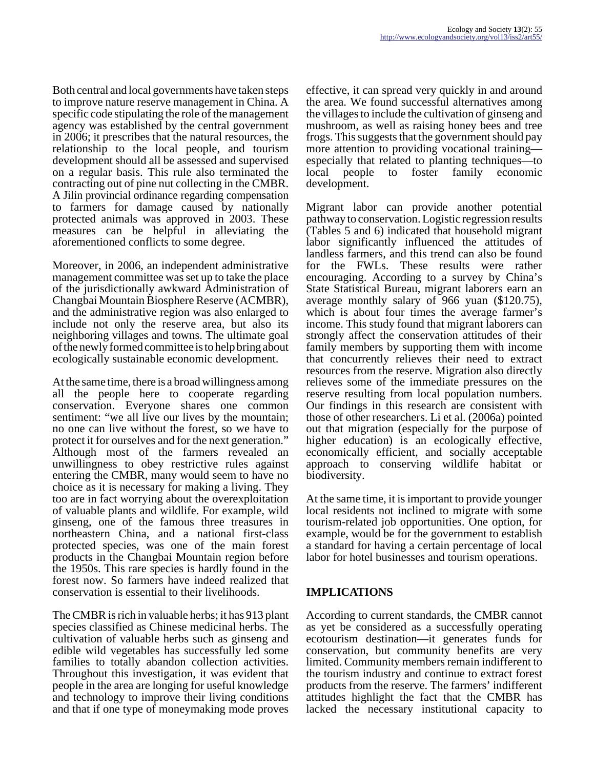Both central and local governments have taken steps to improve nature reserve management in China. A specific code stipulating the role of the management agency was established by the central government in 2006; it prescribes that the natural resources, the relationship to the local people, and tourism development should all be assessed and supervised on a regular basis. This rule also terminated the contracting out of pine nut collecting in the CMBR. A Jilin provincial ordinance regarding compensation to farmers for damage caused by nationally protected animals was approved in 2003. These measures can be helpful in alleviating the aforementioned conflicts to some degree.

Moreover, in 2006, an independent administrative management committee was set up to take the place of the jurisdictionally awkward Administration of Changbai Mountain Biosphere Reserve (ACMBR), and the administrative region was also enlarged to include not only the reserve area, but also its neighboring villages and towns. The ultimate goal of the newly formed committee is to help bring about ecologically sustainable economic development.

At the same time, there is a broad willingness among all the people here to cooperate regarding conservation. Everyone shares one common sentiment: "we all live our lives by the mountain; no one can live without the forest, so we have to protect it for ourselves and for the next generation." Although most of the farmers revealed an unwillingness to obey restrictive rules against entering the CMBR, many would seem to have no choice as it is necessary for making a living. They too are in fact worrying about the overexploitation of valuable plants and wildlife. For example, wild ginseng, one of the famous three treasures in northeastern China, and a national first-class protected species, was one of the main forest products in the Changbai Mountain region before the 1950s. This rare species is hardly found in the forest now. So farmers have indeed realized that conservation is essential to their livelihoods.

The CMBR is rich in valuable herbs; it has 913 plant species classified as Chinese medicinal herbs. The cultivation of valuable herbs such as ginseng and edible wild vegetables has successfully led some families to totally abandon collection activities. Throughout this investigation, it was evident that people in the area are longing for useful knowledge and technology to improve their living conditions and that if one type of moneymaking mode proves effective, it can spread very quickly in and around the area. We found successful alternatives among the villages to include the cultivation of ginseng and mushroom, as well as raising honey bees and tree frogs. This suggests that the government should pay more attention to providing vocational training—especially that related to planting techniques—to local people to foster family economic development.

Migrant labor can provide another potential pathway to conservation. Logistic regression results (Tables 5 and 6) indicated that household migrant labor significantly influenced the attitudes of landless farmers, and this trend can also be found for the FWLs. These results were rather encouraging. According to a survey by China's State Statistical Bureau, migrant laborers earn an average monthly salary of 966 yuan ($120.75), which is about four times the average farmer's income. This study found that migrant laborers can strongly affect the conservation attitudes of their family members by supporting them with income that concurrently relieves their need to extract resources from the reserve. Migration also directly relieves some of the immediate pressures on the reserve resulting from local population numbers. Our findings in this research are consistent with those of other researchers. Li et al. (2006a) pointed out that migration (especially for the purpose of higher education) is an ecologically effective, economically efficient, and socially acceptable approach to conserving wildlife habitat or biodiversity.

At the same time, it is important to provide younger local residents not inclined to migrate with some tourism-related job opportunities. One option, for example, would be for the government to establish a standard for having a certain percentage of local labor for hotel businesses and tourism operations.

## IMPLICATIONS

According to current standards, the CMBR cannot as yet be considered as a successfully operating ecotourism destination—it generates funds for conservation, but community benefits are very limited. Community members remain indifferent to the tourism industry and continue to extract forest products from the reserve. The farmers' indifferent attitudes highlight the fact that the CMBR has lacked the necessary institutional capacity to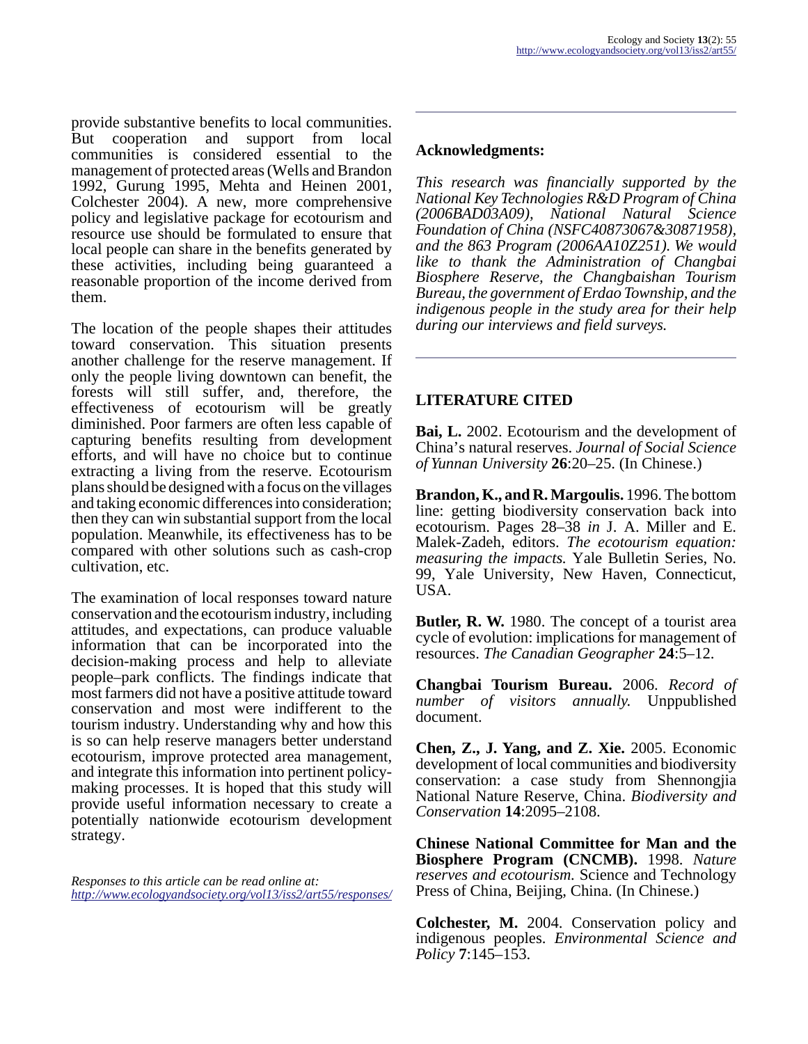provide substantive benefits to local communities. But cooperation and support from local communities is considered essential to the management of protected areas (Wells and Brandon 1992, Gurung 1995, Mehta and Heinen 2001, Colchester 2004). A new, more comprehensive policy and legislative package for ecotourism and resource use should be formulated to ensure that local people can share in the benefits generated by these activities, including being guaranteed a reasonable proportion of the income derived from them.

The location of the people shapes their attitudes toward conservation. This situation presents another challenge for the reserve management. If only the people living downtown can benefit, the forests will still suffer, and, therefore, the effectiveness of ecotourism will be greatly diminished. Poor farmers are often less capable of capturing benefits resulting from development efforts, and will have no choice but to continue extracting a living from the reserve. Ecotourism plans should be designed with a focus on the villages and taking economic differences into consideration; then they can win substantial support from the local population. Meanwhile, its effectiveness has to be compared with other solutions such as cash-crop cultivation, etc.

The examination of local responses toward nature conservation and the ecotourism industry, including attitudes, and expectations, can produce valuable information that can be incorporated into the decision-making process and help to alleviate people–park conflicts. The findings indicate that most farmers did not have a positive attitude toward conservation and most were indifferent to the tourism industry. Understanding why and how this is so can help reserve managers better understand ecotourism, improve protected area management, and integrate this information into pertinent policy-making processes. It is hoped that this study will provide useful information necessary to create a potentially nationwide ecotourism development strategy.

*Responses to this article can be read online at:*
*http://www.ecologyandsociety.org/vol13/iss2/art55/responses/*

**Acknowledgments:**

*This research was financially supported by the National Key Technologies R&D Program of China (2006BAD03A09), National Natural Science Foundation of China (NSFC40873067&30871958), and the 863 Program (2006AA10Z251). We would like to thank the Administration of Changbai Biosphere Reserve, the Changbaishan Tourism Bureau, the government of Erdao Township, and the indigenous people in the study area for their help during our interviews and field surveys.*

## LITERATURE CITED

**Bai, L.** 2002. Ecotourism and the development of China's natural reserves. *Journal of Social Science of Yunnan University* **26**:20–25. (In Chinese.)

**Brandon, K., and R. Margoulis.** 1996. The bottom line: getting biodiversity conservation back into ecotourism. Pages 28–38 *in* J. A. Miller and E. Malek-Zadeh, editors. *The ecotourism equation: measuring the impacts.* Yale Bulletin Series, No. 99, Yale University, New Haven, Connecticut, USA.

**Butler, R. W.** 1980. The concept of a tourist area cycle of evolution: implications for management of resources. *The Canadian Geographer* **24**:5–12.

**Changbai Tourism Bureau.** 2006. *Record of number of visitors annually.* Unppublished document.

**Chen, Z., J. Yang, and Z. Xie.** 2005. Economic development of local communities and biodiversity conservation: a case study from Shennongjia National Nature Reserve, China. *Biodiversity and Conservation* **14**:2095–2108.

**Chinese National Committee for Man and the Biosphere Program (CNCMB).** 1998. *Nature reserves and ecotourism.* Science and Technology Press of China, Beijing, China. (In Chinese.)

**Colchester, M.** 2004. Conservation policy and indigenous peoples. *Environmental Science and Policy* **7**:145–153.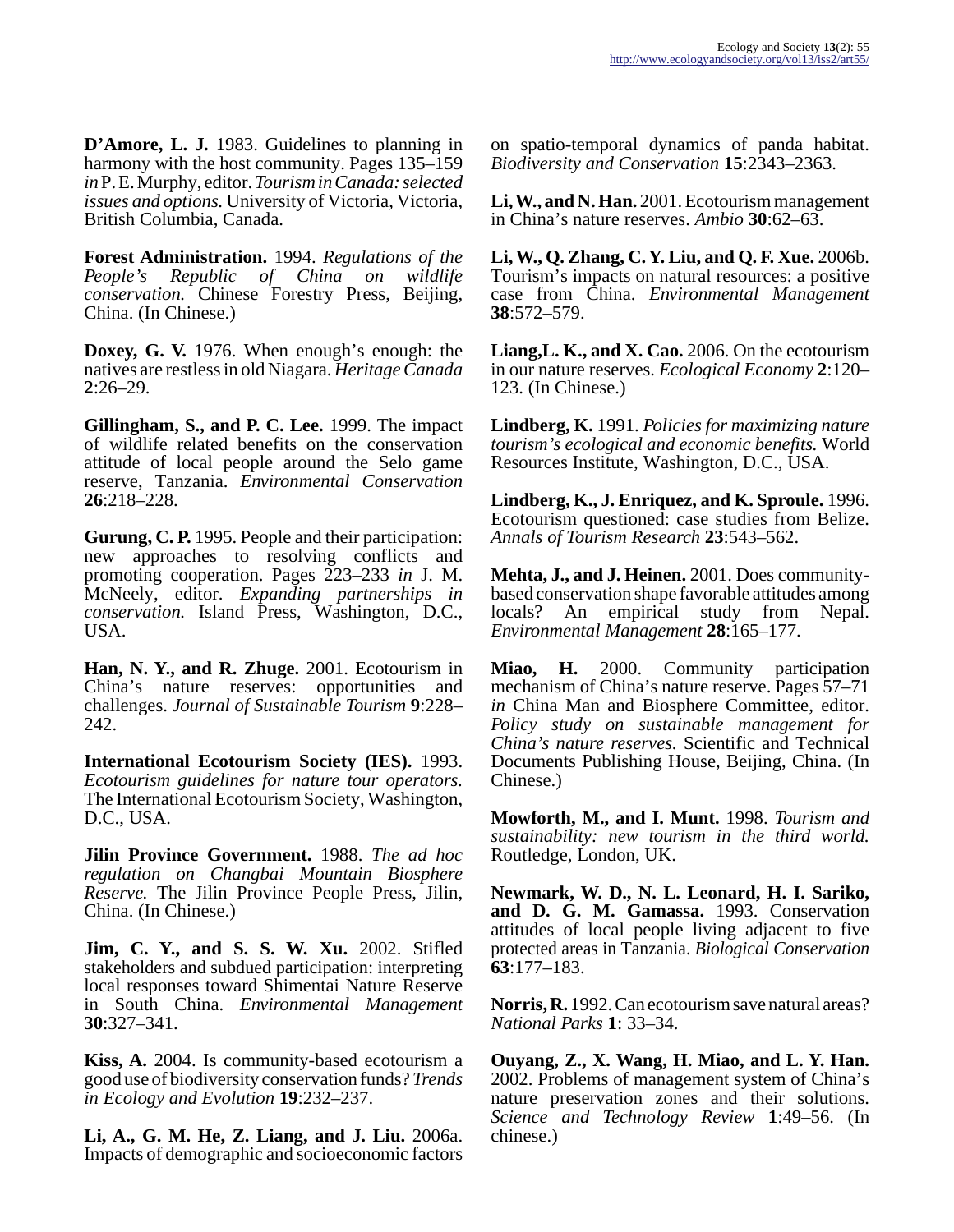**D'Amore, L. J.** 1983. Guidelines to planning in harmony with the host community. Pages 135–159 *in* P. E. Murphy, editor. *Tourism in Canada: selected issues and options.* University of Victoria, Victoria, British Columbia, Canada.

**Forest Administration.** 1994. *Regulations of the People's Republic of China on wildlife conservation.* Chinese Forestry Press, Beijing, China. (In Chinese.)

**Doxey, G. V.** 1976. When enough's enough: the natives are restless in old Niagara. *Heritage Canada* **2**:26–29.

**Gillingham, S., and P. C. Lee.** 1999. The impact of wildlife related benefits on the conservation attitude of local people around the Selo game reserve, Tanzania. *Environmental Conservation* **26**:218–228.

**Gurung, C. P.** 1995. People and their participation: new approaches to resolving conflicts and promoting cooperation. Pages 223–233 *in* J. M. McNeely, editor. *Expanding partnerships in conservation.* Island Press, Washington, D.C., USA.

**Han, N. Y., and R. Zhuge.** 2001. Ecotourism in China's nature reserves: opportunities and challenges. *Journal of Sustainable Tourism* **9**:228–242.

**International Ecotourism Society (IES).** 1993. *Ecotourism guidelines for nature tour operators.* The International Ecotourism Society, Washington, D.C., USA.

**Jilin Province Government.** 1988. *The ad hoc regulation on Changbai Mountain Biosphere Reserve.* The Jilin Province People Press, Jilin, China. (In Chinese.)

**Jim, C. Y., and S. S. W. Xu.** 2002. Stifled stakeholders and subdued participation: interpreting local responses toward Shimentai Nature Reserve in South China. *Environmental Management* **30**:327–341.

**Kiss, A.** 2004. Is community-based ecotourism a good use of biodiversity conservation funds? *Trends in Ecology and Evolution* **19**:232–237.

**Li, A., G. M. He, Z. Liang, and J. Liu.** 2006a. Impacts of demographic and socioeconomic factors on spatio-temporal dynamics of panda habitat. *Biodiversity and Conservation* **15**:2343–2363.

**Li, W., and N. Han.** 2001. Ecotourism management in China's nature reserves. *Ambio* **30**:62–63.

**Li, W., Q. Zhang, C. Y. Liu, and Q. F. Xue.** 2006b. Tourism's impacts on natural resources: a positive case from China. *Environmental Management* **38**:572–579.

**Liang,L. K., and X. Cao.** 2006. On the ecotourism in our nature reserves. *Ecological Economy* **2**:120–123. (In Chinese.)

**Lindberg, K.** 1991. *Policies for maximizing nature tourism's ecological and economic benefits.* World Resources Institute, Washington, D.C., USA.

**Lindberg, K., J. Enriquez, and K. Sproule.** 1996. Ecotourism questioned: case studies from Belize. *Annals of Tourism Research* **23**:543–562.

**Mehta, J., and J. Heinen.** 2001. Does community-based conservation shape favorable attitudes among locals? An empirical study from Nepal. *Environmental Management* **28**:165–177.

**Miao, H.** 2000. Community participation mechanism of China's nature reserve. Pages 57–71 *in* China Man and Biosphere Committee, editor. *Policy study on sustainable management for China's nature reserves.* Scientific and Technical Documents Publishing House, Beijing, China. (In Chinese.)

**Mowforth, M., and I. Munt.** 1998. *Tourism and sustainability: new tourism in the third world.* Routledge, London, UK.

**Newmark, W. D., N. L. Leonard, H. I. Sariko, and D. G. M. Gamassa.** 1993. Conservation attitudes of local people living adjacent to five protected areas in Tanzania. *Biological Conservation* **63**:177–183.

**Norris, R.** 1992. Can ecotourism save natural areas? *National Parks* **1**: 33–34.

**Ouyang, Z., X. Wang, H. Miao, and L. Y. Han.** 2002. Problems of management system of China's nature preservation zones and their solutions. *Science and Technology Review* **1**:49–56. (In chinese.)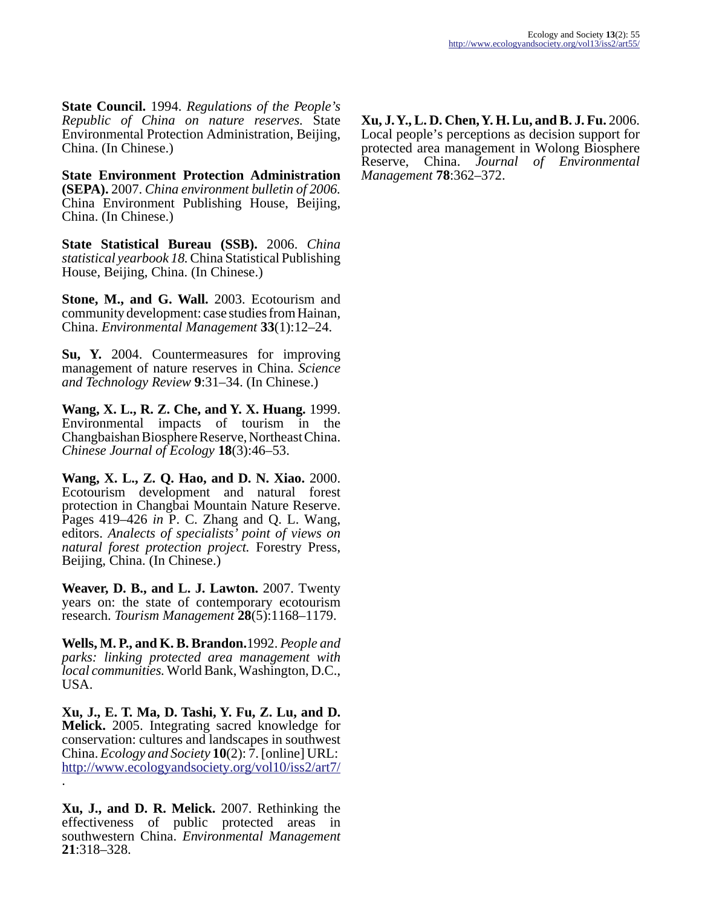**State Council.** 1994. *Regulations of the People's Republic of China on nature reserves.* State Environmental Protection Administration, Beijing, China. (In Chinese.)

**State Environment Protection Administration (SEPA).** 2007. *China environment bulletin of 2006.* China Environment Publishing House, Beijing, China. (In Chinese.)

**State Statistical Bureau (SSB).** 2006. *China statistical yearbook 18.* China Statistical Publishing House, Beijing, China. (In Chinese.)

**Stone, M., and G. Wall.** 2003. Ecotourism and community development: case studies from Hainan, China. *Environmental Management* **33**(1):12–24.

**Su, Y.** 2004. Countermeasures for improving management of nature reserves in China. *Science and Technology Review* **9**:31–34. (In Chinese.)

**Wang, X. L., R. Z. Che, and Y. X. Huang.** 1999. Environmental impacts of tourism in the Changbaishan Biosphere Reserve, Northeast China. *Chinese Journal of Ecology* **18**(3):46–53.

**Wang, X. L., Z. Q. Hao, and D. N. Xiao.** 2000. Ecotourism development and natural forest protection in Changbai Mountain Nature Reserve. Pages 419–426 *in* P. C. Zhang and Q. L. Wang, editors. *Analects of specialists' point of views on natural forest protection project.* Forestry Press, Beijing, China. (In Chinese.)

**Weaver, D. B., and L. J. Lawton.** 2007. Twenty years on: the state of contemporary ecotourism research. *Tourism Management* **28**(5):1168–1179.

**Wells, M. P., and K. B. Brandon.** 1992. *People and parks: linking protected area management with local communities.* World Bank, Washington, D.C., USA.

**Xu, J., E. T. Ma, D. Tashi, Y. Fu, Z. Lu, and D. Melick.** 2005. Integrating sacred knowledge for conservation: cultures and landscapes in southwest China. *Ecology and Society* **10**(2): 7. [online] URL: http://www.ecologyandsociety.org/vol10/iss2/art7/ .

**Xu, J., and D. R. Melick.** 2007. Rethinking the effectiveness of public protected areas in southwestern China. *Environmental Management* **21**:318–328.

**Xu, J. Y., L. D. Chen, Y. H. Lu, and B. J. Fu.** 2006. Local people's perceptions as decision support for protected area management in Wolong Biosphere Reserve, China. *Journal of Environmental Management* **78**:362–372.